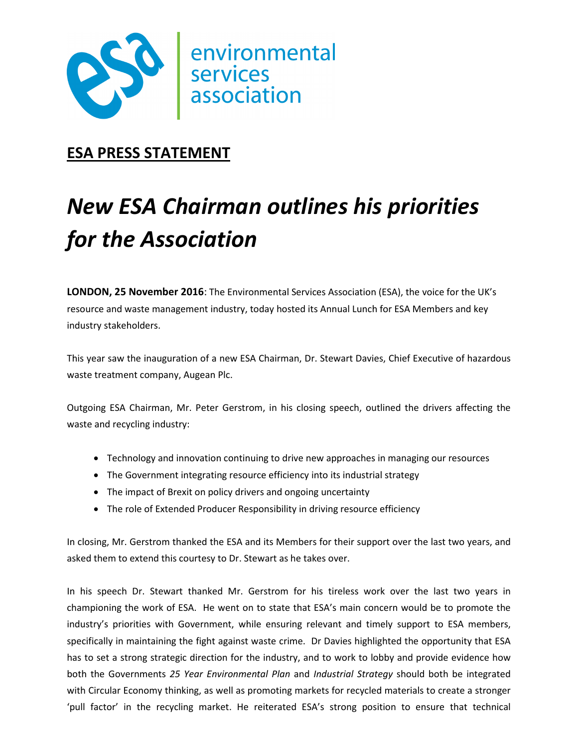environmental services association

## ESA PRESS STATEMENT

# *New ESA Chairman outlines his priorities for the Association*

**LONDON, 25 November 2016**: The Environmental Services Association (ESA), the voice for the UK's resource and waste management industry, today hosted its Annual Lunch for ESA Members and key industry stakeholders.

This year saw the inauguration of a new ESA Chairman, Dr. Stewart Davies, Chief Executive of hazardous waste treatment company, Augean Plc.

Outgoing ESA Chairman, Mr. Peter Gerstrom, in his closing speech, outlined the drivers affecting the waste and recycling industry:

- Technology and innovation continuing to drive new approaches in managing our resources
- The Government integrating resource efficiency into its industrial strategy
- The impact of Brexit on policy drivers and ongoing uncertainty
- The role of Extended Producer Responsibility in driving resource efficiency

In closing, Mr. Gerstrom thanked the ESA and its Members for their support over the last two years, and asked them to extend this courtesy to Dr. Stewart as he takes over.

In his speech Dr. Stewart thanked Mr. Gerstrom for his tireless work over the last two years in championing the work of ESA. He went on to state that ESA's main concern would be to promote the industry's priorities with Government, while ensuring relevant and timely support to ESA members, specifically in maintaining the fight against waste crime. Dr Davies highlighted the opportunity that ESA has to set a strong strategic direction for the industry, and to work to lobby and provide evidence how both the Governments *25 Year Environmental Plan* and *Industrial Strategy* should both be integrated with Circular Economy thinking, as well as promoting markets for recycled materials to create a stronger 'pull factor' in the recycling market. He reiterated ESA's strong position to ensure that technical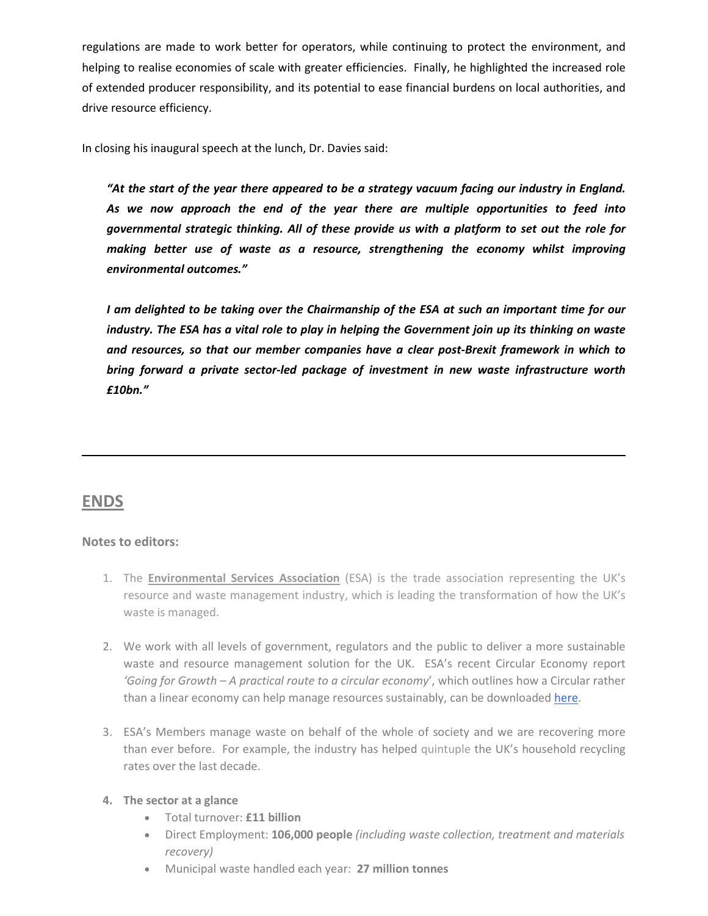regulations are made to work better for operators, while continuing to protect the environment, and helping to realise economies of scale with greater efficiencies. Finally, he highlighted the increased role of extended producer responsibility, and its potential to ease financial burdens on local authorities, and drive resource efficiency.

In closing his inaugural speech at the lunch, Dr. Davies said:

> ***"At the start of the year there appeared to be a strategy vacuum facing our industry in England. As we now approach the end of the year there are multiple opportunities to feed into governmental strategic thinking. All of these provide us with a platform to set out the role for making better use of waste as a resource, strengthening the economy whilst improving environmental outcomes."***
>
> ***I am delighted to be taking over the Chairmanship of the ESA at such an important time for our industry. The ESA has a vital role to play in helping the Government join up its thinking on waste and resources, so that our member companies have a clear post-Brexit framework in which to bring forward a private sector-led package of investment in new waste infrastructure worth £10bn."***

---

## ENDS

**Notes to editors:**

1. The **Environmental Services Association** (ESA) is the trade association representing the UK's resource and waste management industry, which is leading the transformation of how the UK's waste is managed.

2. We work with all levels of government, regulators and the public to deliver a more sustainable waste and resource management solution for the UK. ESA's recent Circular Economy report *'Going for Growth – A practical route to a circular economy*', which outlines how a Circular rather than a linear economy can help manage resources sustainably, can be downloaded here.

3. ESA's Members manage waste on behalf of the whole of society and we are recovering more than ever before. For example, the industry has helped quintuple the UK's household recycling rates over the last decade.

4. **The sector at a glance**
   - Total turnover: **£11 billion**
   - Direct Employment: **106,000 people** *(including waste collection, treatment and materials recovery)*
   - Municipal waste handled each year: **27 million tonnes**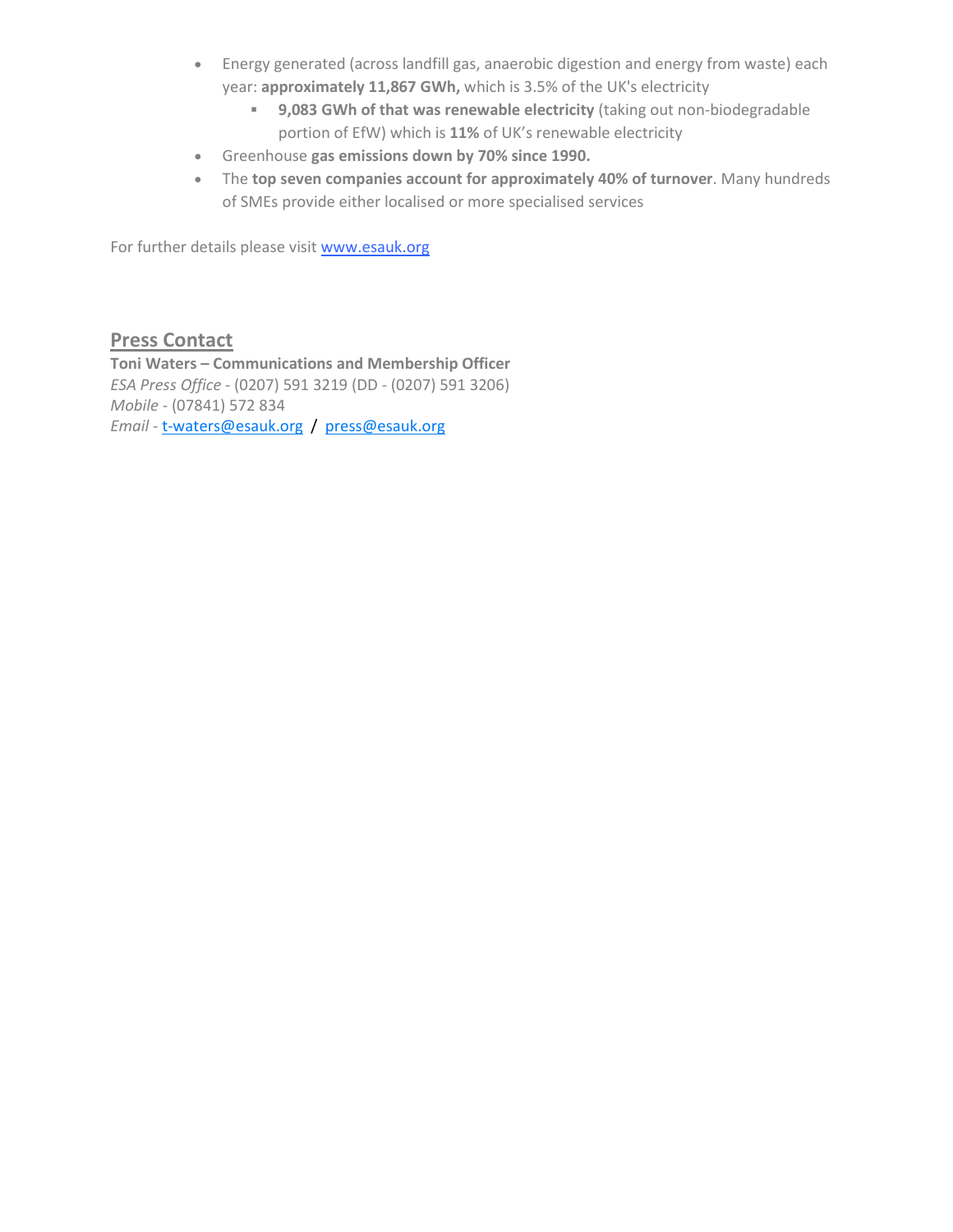- Energy generated (across landfill gas, anaerobic digestion and energy from waste) each year: **approximately 11,867 GWh,** which is 3.5% of the UK's electricity
    - **9,083 GWh of that was renewable electricity** (taking out non-biodegradable portion of EfW) which is **11%** of UK's renewable electricity
- Greenhouse **gas emissions down by 70% since 1990.**
- The **top seven companies account for approximately 40% of turnover**. Many hundreds of SMEs provide either localised or more specialised services

For further details please visit [www.esauk.org](http://www.esauk.org)

## Press Contact

**Toni Waters – Communications and Membership Officer**
*ESA Press Office* - (0207) 591 3219 (DD - (0207) 591 3206)
*Mobile* - (07841) 572 834
*Email* - t-waters@esauk.org / press@esauk.org